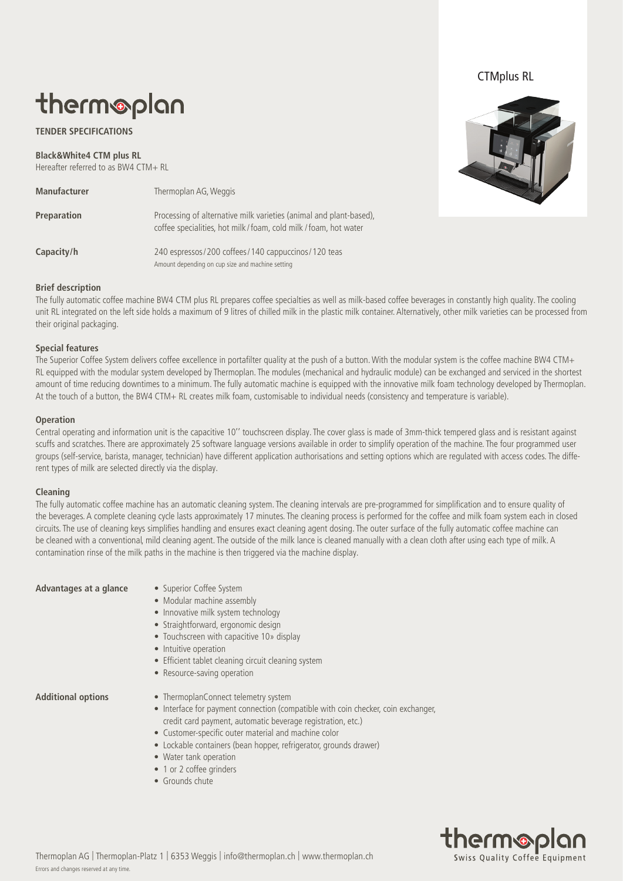# thermoplan

**TENDER SPECIFICATIONS**

**Black&White4 CTM plus RL**
Hereafter referred to as BW4 CTM+ RL

CTMplus RL

| | |
|---|---|
| **Manufacturer** | Thermoplan AG, Weggis |
| **Preparation** | Processing of alternative milk varieties (animal and plant-based), coffee specialities, hot milk / foam, cold milk / foam, hot water |
| **Capacity/h** | 240 espressos / 200 coffees / 140 cappuccinos / 120 teas<br>Amount depending on cup size and machine setting |

### Brief description

The fully automatic coffee machine BW4 CTM plus RL prepares coffee specialties as well as milk-based coffee beverages in constantly high quality. The cooling unit RL integrated on the left side holds a maximum of 9 litres of chilled milk in the plastic milk container. Alternatively, other milk varieties can be processed from their original packaging.

### Special features

The Superior Coffee System delivers coffee excellence in portafilter quality at the push of a button. With the modular system is the coffee machine BW4 CTM+ RL equipped with the modular system developed by Thermoplan. The modules (mechanical and hydraulic module) can be exchanged and serviced in the shortest amount of time reducing downtimes to a minimum. The fully automatic machine is equipped with the innovative milk foam technology developed by Thermoplan. At the touch of a button, the BW4 CTM+ RL creates milk foam, customisable to individual needs (consistency and temperature is variable).

### Operation

Central operating and information unit is the capacitive 10'' touchscreen display. The cover glass is made of 3mm-thick tempered glass and is resistant against scuffs and scratches. There are approximately 25 software language versions available in order to simplify operation of the machine. The four programmed user groups (self-service, barista, manager, technician) have different application authorisations and setting options which are regulated with access codes. The different types of milk are selected directly via the display.

### Cleaning

The fully automatic coffee machine has an automatic cleaning system. The cleaning intervals are pre-programmed for simplification and to ensure quality of the beverages. A complete cleaning cycle lasts approximately 17 minutes. The cleaning process is performed for the coffee and milk foam system each in closed circuits. The use of cleaning keys simplifies handling and ensures exact cleaning agent dosing. The outer surface of the fully automatic coffee machine can be cleaned with a conventional, mild cleaning agent. The outside of the milk lance is cleaned manually with a clean cloth after using each type of milk. A contamination rinse of the milk paths in the machine is then triggered via the machine display.

### Advantages at a glance

- Superior Coffee System
- Modular machine assembly
- Innovative milk system technology
- Straightforward, ergonomic design
- Touchscreen with capacitive 10» display
- Intuitive operation
- Efficient tablet cleaning circuit cleaning system
- Resource-saving operation

### Additional options

- ThermoplanConnect telemetry system
- Interface for payment connection (compatible with coin checker, coin exchanger, credit card payment, automatic beverage registration, etc.)
- Customer-specific outer material and machine color
- Lockable containers (bean hopper, refrigerator, grounds drawer)
- Water tank operation
- 1 or 2 coffee grinders
- Grounds chute

Thermoplan AG | Thermoplan-Platz 1 | 6353 Weggis | info@thermoplan.ch | www.thermoplan.ch
Errors and changes reserved at any time.

thermoplan Swiss Quality Coffee Equipment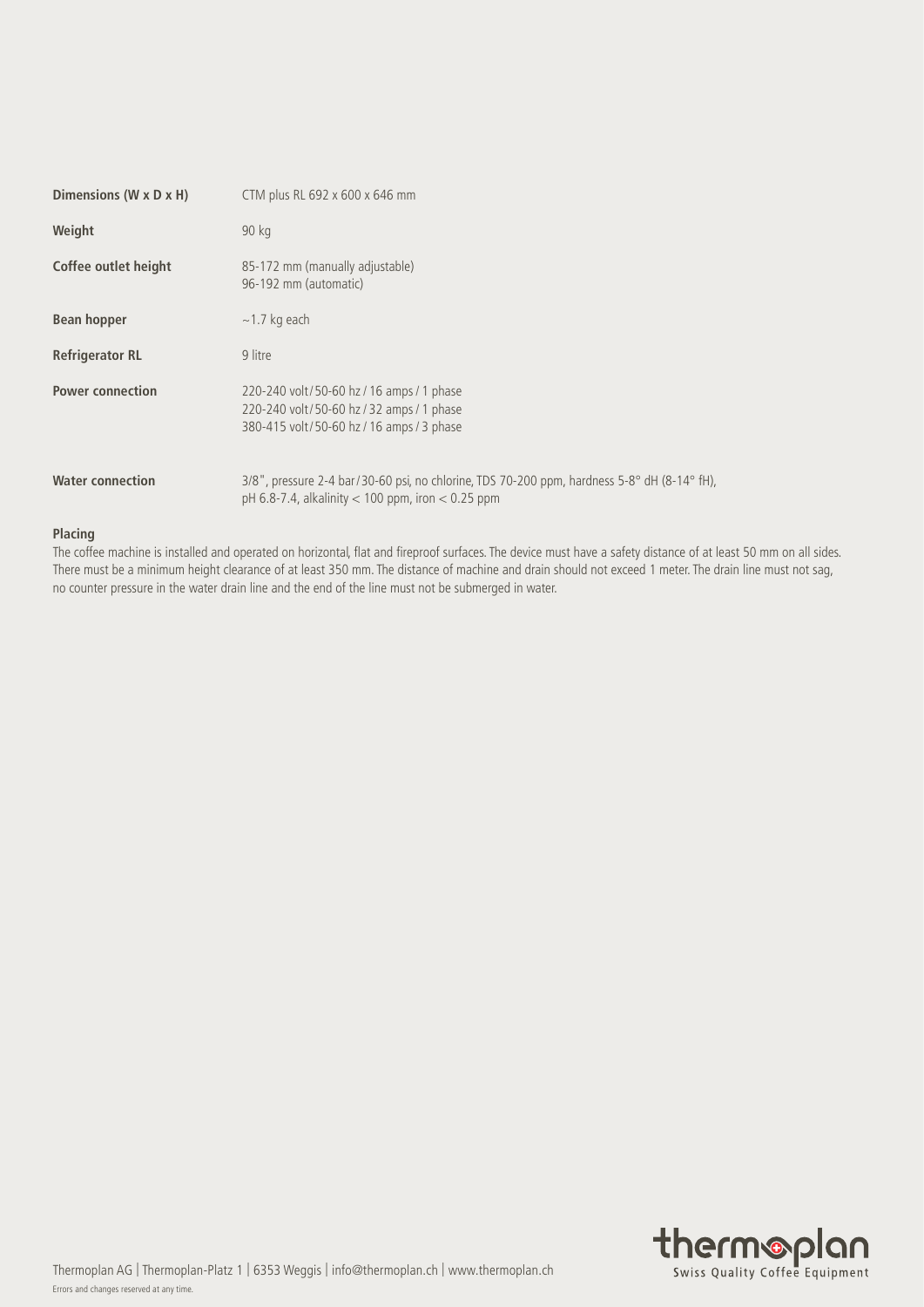| | |
|---|---|
| **Dimensions (W x D x H)** | CTM plus RL 692 x 600 x 646 mm |
| **Weight** | 90 kg |
| **Coffee outlet height** | 85-172 mm (manually adjustable)<br>96-192 mm (automatic) |
| **Bean hopper** | ~1.7 kg each |
| **Refrigerator RL** | 9 litre |
| **Power connection** | 220-240 volt / 50-60 hz / 16 amps / 1 phase<br>220-240 volt / 50-60 hz / 32 amps / 1 phase<br>380-415 volt / 50-60 hz / 16 amps / 3 phase |
| **Water connection** | 3/8", pressure 2-4 bar / 30-60 psi, no chlorine, TDS 70-200 ppm, hardness 5-8° dH (8-14° fH),<br>pH 6.8-7.4, alkalinity < 100 ppm, iron < 0.25 ppm |

**Placing**

The coffee machine is installed and operated on horizontal, flat and fireproof surfaces. The device must have a safety distance of at least 50 mm on all sides. There must be a minimum height clearance of at least 350 mm. The distance of machine and drain should not exceed 1 meter. The drain line must not sag, no counter pressure in the water drain line and the end of the line must not be submerged in water.

Thermoplan AG | Thermoplan-Platz 1 | 6353 Weggis | info@thermoplan.ch | www.thermoplan.ch

Errors and changes reserved at any time.

thermoplan Swiss Quality Coffee Equipment